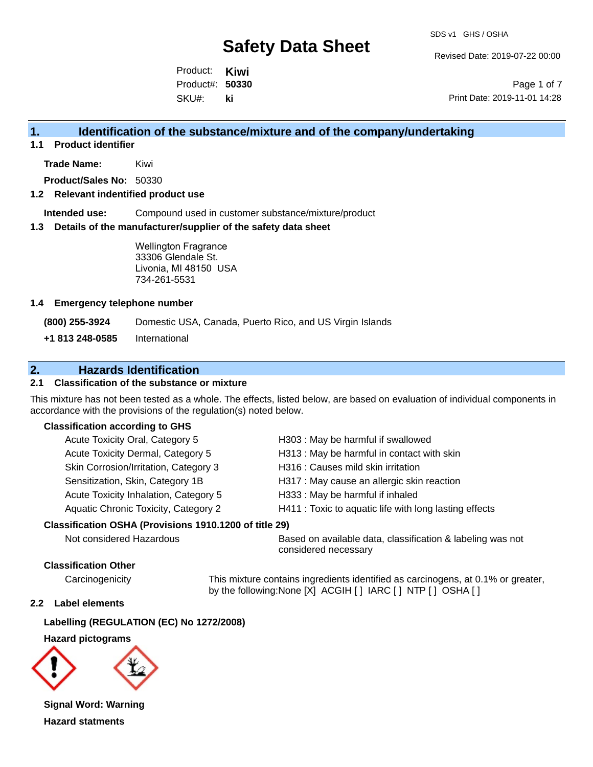# Safety Data Sheet

SDS v1 GHS / OSHA

Revised Date: 2019-07-22 00:00

Product: **Kiwi**
Product#: **50330**
SKU#: **ki**

Print Date: 2019-11-01 14:28

## 1. Identification of the substance/mixture and of the company/undertaking

### 1.1 Product identifier

**Trade Name:** Kiwi

**Product/Sales No:** 50330

### 1.2 Relevant indentified product use

**Intended use:** Compound used in customer substance/mixture/product

### 1.3 Details of the manufacturer/supplier of the safety data sheet

Wellington Fragrance
33306 Glendale St.
Livonia, MI 48150 USA
734-261-5531

### 1.4 Emergency telephone number

**(800) 255-3924** Domestic USA, Canada, Puerto Rico, and US Virgin Islands

**+1 813 248-0585** International

## 2. Hazards Identification

### 2.1 Classification of the substance or mixture

This mixture has not been tested as a whole. The effects, listed below, are based on evaluation of individual components in accordance with the provisions of the regulation(s) noted below.

**Classification according to GHS**

| | |
|---|---|
| Acute Toxicity Oral, Category 5 | H303 : May be harmful if swallowed |
| Acute Toxicity Dermal, Category 5 | H313 : May be harmful in contact with skin |
| Skin Corrosion/Irritation, Category 3 | H316 : Causes mild skin irritation |
| Sensitization, Skin, Category 1B | H317 : May cause an allergic skin reaction |
| Acute Toxicity Inhalation, Category 5 | H333 : May be harmful if inhaled |
| Aquatic Chronic Toxicity, Category 2 | H411 : Toxic to aquatic life with long lasting effects |

**Classification OSHA (Provisions 1910.1200 of title 29)**

Not considered Hazardous — Based on available data, classification & labeling was not considered necessary

**Classification Other**

Carcinogenicity — This mixture contains ingredients identified as carcinogens, at 0.1% or greater, by the following:None [X] ACGIH [ ] IARC [ ] NTP [ ] OSHA [ ]

### 2.2 Label elements

**Labelling (REGULATION (EC) No 1272/2008)**

**Hazard pictograms**

**Signal Word: Warning**

**Hazard statments**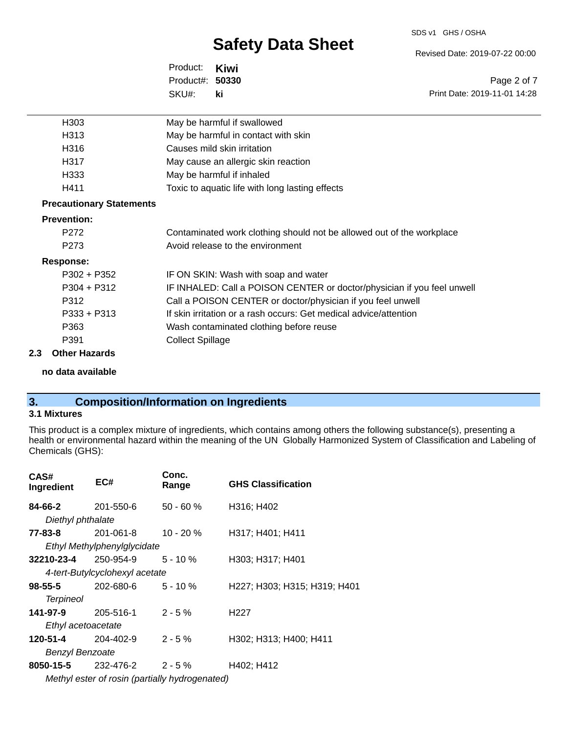| | |
|---|---|
| H303 | May be harmful if swallowed |
| H313 | May be harmful in contact with skin |
| H316 | Causes mild skin irritation |
| H317 | May cause an allergic skin reaction |
| H333 | May be harmful if inhaled |
| H411 | Toxic to aquatic life with long lasting effects |

**Precautionary Statements**

**Prevention:**

| | |
|---|---|
| P272 | Contaminated work clothing should not be allowed out of the workplace |
| P273 | Avoid release to the environment |

**Response:**

| | |
|---|---|
| P302 + P352 | IF ON SKIN: Wash with soap and water |
| P304 + P312 | IF INHALED: Call a POISON CENTER or doctor/physician if you feel unwell |
| P312 | Call a POISON CENTER or doctor/physician if you feel unwell |
| P333 + P313 | If skin irritation or a rash occurs: Get medical advice/attention |
| P363 | Wash contaminated clothing before reuse |
| P391 | Collect Spillage |

### 2.3 Other Hazards

**no data available**

## 3. Composition/Information on Ingredients

### 3.1 Mixtures

This product is a complex mixture of ingredients, which contains among others the following substance(s), presenting a health or environmental hazard within the meaning of the UN Globally Harmonized System of Classification and Labeling of Chemicals (GHS):

| CAS# Ingredient | EC# | Conc. Range | GHS Classification |
|---|---|---|---|
| **84-66-2** *Diethyl phthalate* | 201-550-6 | 50 - 60 % | H316; H402 |
| **77-83-8** *Ethyl Methylphenylglycidate* | 201-061-8 | 10 - 20 % | H317; H401; H411 |
| **32210-23-4** *4-tert-Butylcyclohexyl acetate* | 250-954-9 | 5 - 10 % | H303; H317; H401 |
| **98-55-5** *Terpineol* | 202-680-6 | 5 - 10 % | H227; H303; H315; H319; H401 |
| **141-97-9** *Ethyl acetoacetate* | 205-516-1 | 2 - 5 % | H227 |
| **120-51-4** *Benzyl Benzoate* | 204-402-9 | 2 - 5 % | H302; H313; H400; H411 |
| **8050-15-5** *Methyl ester of rosin (partially hydrogenated)* | 232-476-2 | 2 - 5 % | H402; H412 |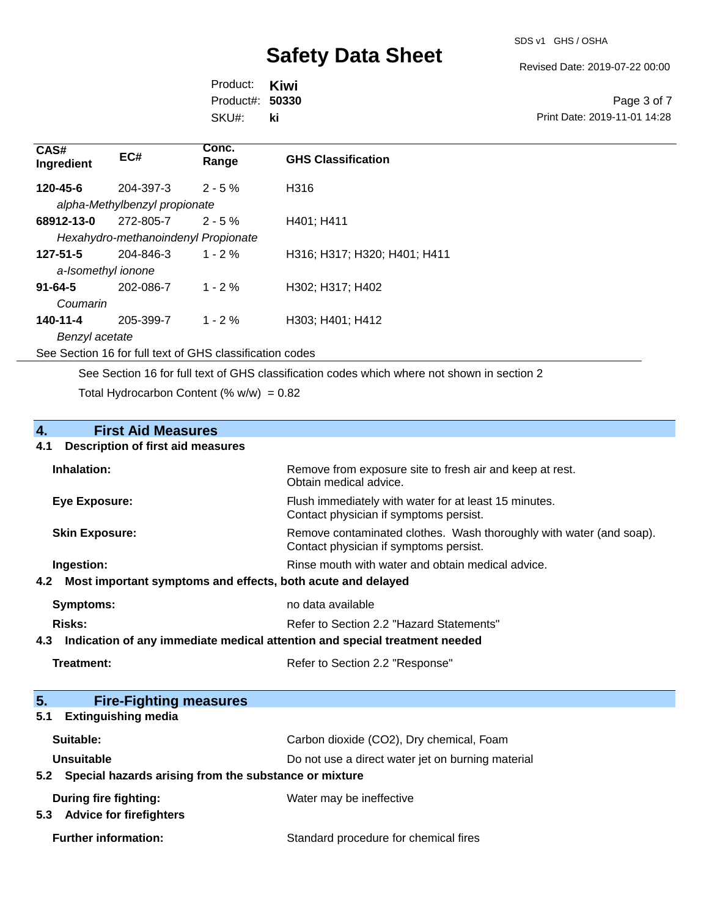| CAS# Ingredient | EC# | Conc. Range | GHS Classification |
|---|---|---|---|
| **120-45-6** | 204-397-3 | 2 - 5 % | H316 |
| *alpha-Methylbenzyl propionate* | | | |
| **68912-13-0** | 272-805-7 | 2 - 5 % | H401; H411 |
| *Hexahydro-methanoindenyl Propionate* | | | |
| **127-51-5** | 204-846-3 | 1 - 2 % | H316; H317; H320; H401; H411 |
| *a-Isomethyl ionone* | | | |
| **91-64-5** | 202-086-7 | 1 - 2 % | H302; H317; H402 |
| *Coumarin* | | | |
| **140-11-4** | 205-399-7 | 1 - 2 % | H303; H401; H412 |
| *Benzyl acetate* | | | |

See Section 16 for full text of GHS classification codes

See Section 16 for full text of GHS classification codes which where not shown in section 2

Total Hydrocarbon Content (% w/w) = 0.82

## 4. First Aid Measures

### 4.1 Description of first aid measures

**Inhalation:** Remove from exposure site to fresh air and keep at rest. Obtain medical advice.

**Eye Exposure:** Flush immediately with water for at least 15 minutes. Contact physician if symptoms persist.

**Skin Exposure:** Remove contaminated clothes. Wash thoroughly with water (and soap). Contact physician if symptoms persist.

**Ingestion:** Rinse mouth with water and obtain medical advice.

### 4.2 Most important symptoms and effects, both acute and delayed

**Symptoms:** no data available

**Risks:** Refer to Section 2.2 "Hazard Statements"

### 4.3 Indication of any immediate medical attention and special treatment needed

**Treatment:** Refer to Section 2.2 "Response"

## 5. Fire-Fighting measures

### 5.1 Extinguishing media

**Suitable:** Carbon dioxide ($CO_2$), Dry chemical, Foam

**Unsuitable** Do not use a direct water jet on burning material

### 5.2 Special hazards arising from the substance or mixture

**During fire fighting:** Water may be ineffective

### 5.3 Advice for firefighters

**Further information:** Standard procedure for chemical fires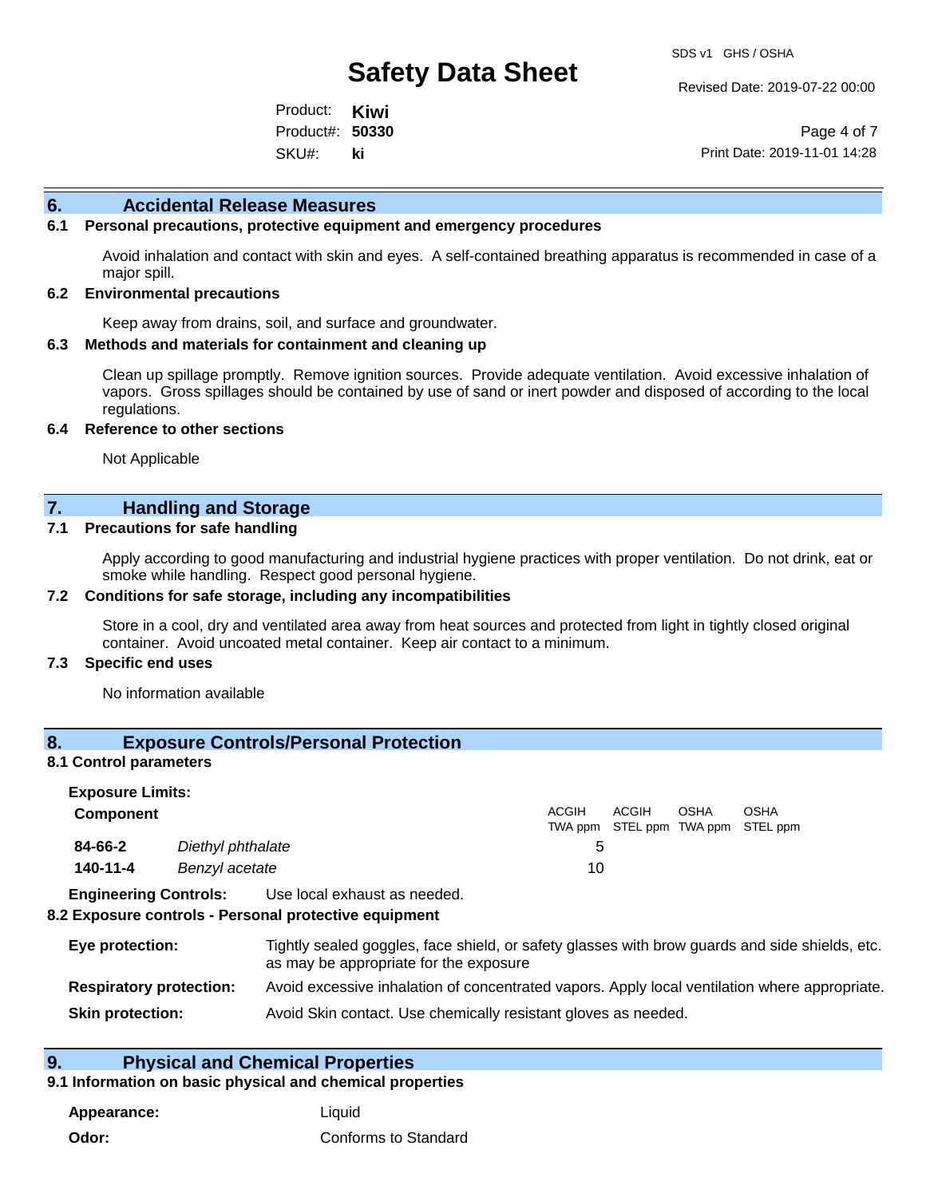## 6. Accidental Release Measures

### 6.1 Personal precautions, protective equipment and emergency procedures

Avoid inhalation and contact with skin and eyes. A self-contained breathing apparatus is recommended in case of a major spill.

### 6.2 Environmental precautions

Keep away from drains, soil, and surface and groundwater.

### 6.3 Methods and materials for containment and cleaning up

Clean up spillage promptly. Remove ignition sources. Provide adequate ventilation. Avoid excessive inhalation of vapors. Gross spillages should be contained by use of sand or inert powder and disposed of according to the local regulations.

### 6.4 Reference to other sections

Not Applicable

## 7. Handling and Storage

### 7.1 Precautions for safe handling

Apply according to good manufacturing and industrial hygiene practices with proper ventilation. Do not drink, eat or smoke while handling. Respect good personal hygiene.

### 7.2 Conditions for safe storage, including any incompatibilities

Store in a cool, dry and ventilated area away from heat sources and protected from light in tightly closed original container. Avoid uncoated metal container. Keep air contact to a minimum.

### 7.3 Specific end uses

No information available

## 8. Exposure Controls/Personal Protection

### 8.1 Control parameters

**Exposure Limits:**

| Component | | ACGIH TWA ppm | ACGIH STEL ppm | OSHA TWA ppm | OSHA STEL ppm |
|---|---|---|---|---|---|
| **84-66-2** | *Diethyl phthalate* | 5 | | | |
| **140-11-4** | *Benzyl acetate* | 10 | | | |

**Engineering Controls:** Use local exhaust as needed.

### 8.2 Exposure controls - Personal protective equipment

**Eye protection:** Tightly sealed goggles, face shield, or safety glasses with brow guards and side shields, etc. as may be appropriate for the exposure

**Respiratory protection:** Avoid excessive inhalation of concentrated vapors. Apply local ventilation where appropriate.

**Skin protection:** Avoid Skin contact. Use chemically resistant gloves as needed.

## 9. Physical and Chemical Properties

### 9.1 Information on basic physical and chemical properties

**Appearance:** Liquid

**Odor:** Conforms to Standard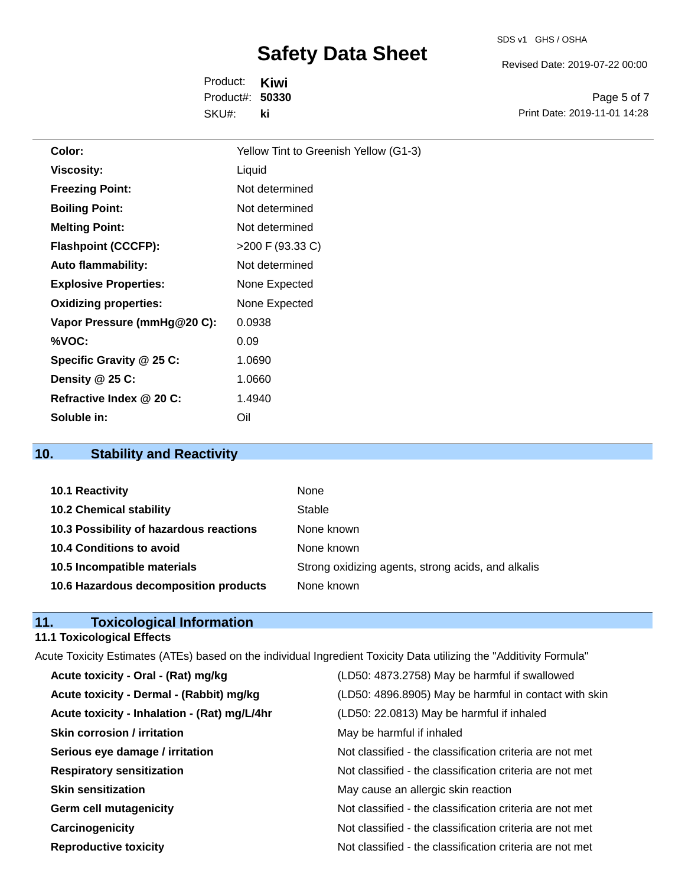| | |
|---|---|
| **Color:** | Yellow Tint to Greenish Yellow (G1-3) |
| **Viscosity:** | Liquid |
| **Freezing Point:** | Not determined |
| **Boiling Point:** | Not determined |
| **Melting Point:** | Not determined |
| **Flashpoint (CCCFP):** | >200 F (93.33 C) |
| **Auto flammability:** | Not determined |
| **Explosive Properties:** | None Expected |
| **Oxidizing properties:** | None Expected |
| **Vapor Pressure (mmHg@20 C):** | 0.0938 |
| **%VOC:** | 0.09 |
| **Specific Gravity @ 25 C:** | 1.0690 |
| **Density @ 25 C:** | 1.0660 |
| **Refractive Index @ 20 C:** | 1.4940 |
| **Soluble in:** | Oil |

## 10. Stability and Reactivity

| | |
|---|---|
| **10.1 Reactivity** | None |
| **10.2 Chemical stability** | Stable |
| **10.3 Possibility of hazardous reactions** | None known |
| **10.4 Conditions to avoid** | None known |
| **10.5 Incompatible materials** | Strong oxidizing agents, strong acids, and alkalis |
| **10.6 Hazardous decomposition products** | None known |

## 11. Toxicological Information

### 11.1 Toxicological Effects

Acute Toxicity Estimates (ATEs) based on the individual Ingredient Toxicity Data utilizing the "Additivity Formula"

| | |
|---|---|
| **Acute toxicity - Oral - (Rat) mg/kg** | (LD50: 4873.2758) May be harmful if swallowed |
| **Acute toxicity - Dermal - (Rabbit) mg/kg** | (LD50: 4896.8905) May be harmful in contact with skin |
| **Acute toxicity - Inhalation - (Rat) mg/L/4hr** | (LD50: 22.0813) May be harmful if inhaled |
| **Skin corrosion / irritation** | May be harmful if inhaled |
| **Serious eye damage / irritation** | Not classified - the classification criteria are not met |
| **Respiratory sensitization** | Not classified - the classification criteria are not met |
| **Skin sensitization** | May cause an allergic skin reaction |
| **Germ cell mutagenicity** | Not classified - the classification criteria are not met |
| **Carcinogenicity** | Not classified - the classification criteria are not met |
| **Reproductive toxicity** | Not classified - the classification criteria are not met |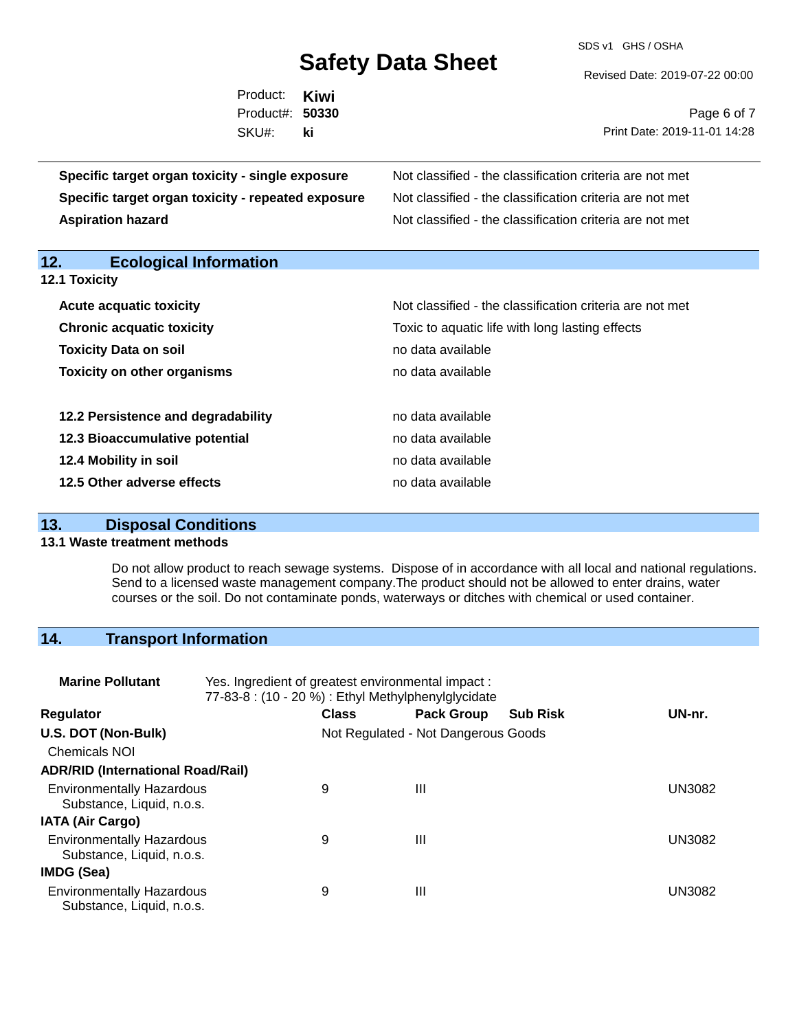| | |
|---|---|
| **Specific target organ toxicity - single exposure** | Not classified - the classification criteria are not met |
| **Specific target organ toxicity - repeated exposure** | Not classified - the classification criteria are not met |
| **Aspiration hazard** | Not classified - the classification criteria are not met |

## 12. Ecological Information

### 12.1 Toxicity

| | |
|---|---|
| **Acute acquatic toxicity** | Not classified - the classification criteria are not met |
| **Chronic acquatic toxicity** | Toxic to aquatic life with long lasting effects |
| **Toxicity Data on soil** | no data available |
| **Toxicity on other organisms** | no data available |

| | |
|---|---|
| **12.2 Persistence and degradability** | no data available |
| **12.3 Bioaccumulative potential** | no data available |
| **12.4 Mobility in soil** | no data available |
| **12.5 Other adverse effects** | no data available |

## 13. Disposal Conditions

### 13.1 Waste treatment methods

Do not allow product to reach sewage systems. Dispose of in accordance with all local and national regulations. Send to a licensed waste management company.The product should not be allowed to enter drains, water courses or the soil. Do not contaminate ponds, waterways or ditches with chemical or used container.

## 14. Transport Information

**Marine Pollutant** Yes. Ingredient of greatest environmental impact : 77-83-8 : (10 - 20 %) : Ethyl Methylphenylglycidate

| Regulator | Class | Pack Group | Sub Risk | UN-nr. |
|---|---|---|---|---|
| **U.S. DOT (Non-Bulk)** | Not Regulated - Not Dangerous Goods | | | |
| Chemicals NOI | | | | |
| **ADR/RID (International Road/Rail)** | | | | |
| Environmentally Hazardous Substance, Liquid, n.o.s. | 9 | III | | UN3082 |
| **IATA (Air Cargo)** | | | | |
| Environmentally Hazardous Substance, Liquid, n.o.s. | 9 | III | | UN3082 |
| **IMDG (Sea)** | | | | |
| Environmentally Hazardous Substance, Liquid, n.o.s. | 9 | III | | UN3082 |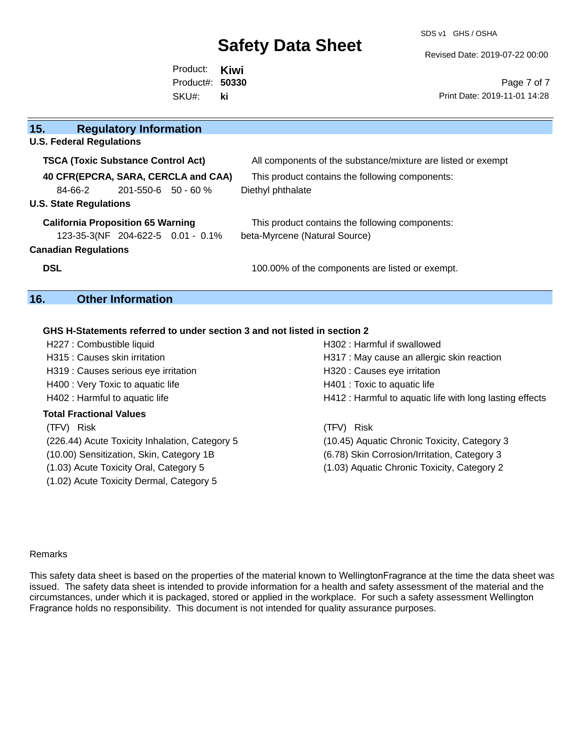## 15. Regulatory Information

**U.S. Federal Regulations**

| | |
|---|---|
| **TSCA (Toxic Substance Control Act)** | All components of the substance/mixture are listed or exempt |
| **40 CFR(EPCRA, SARA, CERCLA and CAA)** | This product contains the following components: |
| 84-66-2    201-550-6    50 - 60 % | Diethyl phthalate |

**U.S. State Regulations**

| | |
|---|---|
| **California Proposition 65 Warning** | This product contains the following components: |
| 123-35-3(NF    204-622-5    0.01 - 0.1% | beta-Myrcene (Natural Source) |

**Canadian Regulations**

| | |
|---|---|
| **DSL** | 100.00% of the components are listed or exempt. |

## 16. Other Information

**GHS H-Statements referred to under section 3 and not listed in section 2**

H227 : Combustible liquid
H302 : Harmful if swallowed
H315 : Causes skin irritation
H317 : May cause an allergic skin reaction
H319 : Causes serious eye irritation
H320 : Causes eye irritation
H400 : Very Toxic to aquatic life
H401 : Toxic to aquatic life
H402 : Harmful to aquatic life
H412 : Harmful to aquatic life with long lasting effects

**Total Fractional Values**

| (TFV) | Risk |
|---|---|
| (226.44) | Acute Toxicity Inhalation, Category 5 |
| (10.00) | Sensitization, Skin, Category 1B |
| (1.03) | Acute Toxicity Oral, Category 5 |
| (1.02) | Acute Toxicity Dermal, Category 5 |
| (10.45) | Aquatic Chronic Toxicity, Category 3 |
| (6.78) | Skin Corrosion/Irritation, Category 3 |
| (1.03) | Aquatic Chronic Toxicity, Category 2 |

Remarks

This safety data sheet is based on the properties of the material known to WellingtonFragrance at the time the data sheet was issued. The safety data sheet is intended to provide information for a health and safety assessment of the material and the circumstances, under which it is packaged, stored or applied in the workplace. For such a safety assessment Wellington Fragrance holds no responsibility. This document is not intended for quality assurance purposes.